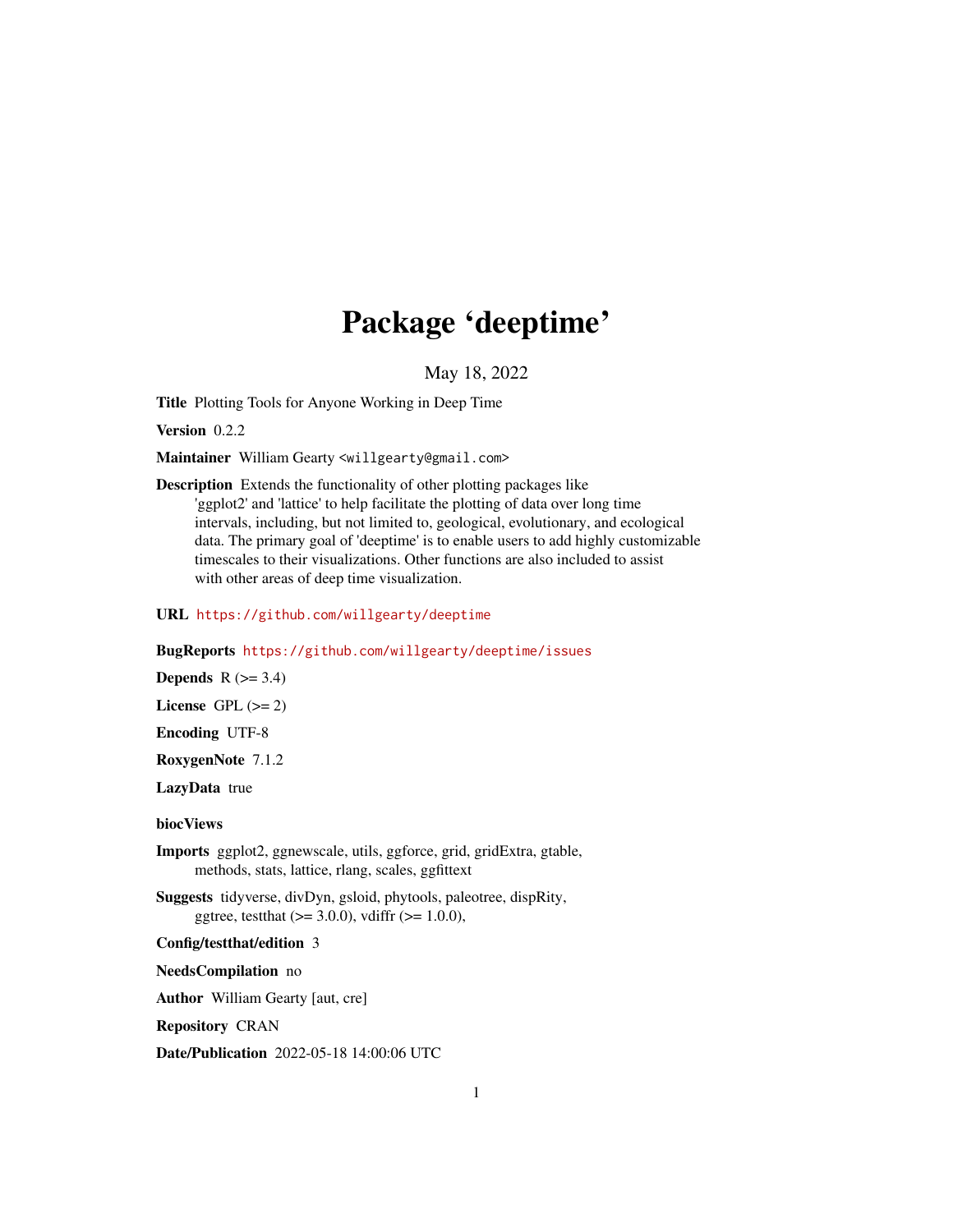# Package 'deeptime'

May 18, 2022

**Title** Plotting Tools for Anyone Working in Deep Time

**Version** 0.2.2

**Maintainer** William Gearty <willgearty@gmail.com>

**Description** Extends the functionality of other plotting packages like 'ggplot2' and 'lattice' to help facilitate the plotting of data over long time intervals, including, but not limited to, geological, evolutionary, and ecological data. The primary goal of 'deeptime' is to enable users to add highly customizable timescales to their visualizations. Other functions are also included to assist with other areas of deep time visualization.

**URL** https://github.com/willgearty/deeptime

**BugReports** https://github.com/willgearty/deeptime/issues

**Depends** R (>= 3.4)

**License** GPL (>= 2)

**Encoding** UTF-8

**RoxygenNote** 7.1.2

**LazyData** true

**biocViews**

**Imports** ggplot2, ggnewscale, utils, ggforce, grid, gridExtra, gtable, methods, stats, lattice, rlang, scales, ggfittext

**Suggests** tidyverse, divDyn, gsloid, phytools, paleotree, dispRity, ggtree, testthat (>= 3.0.0), vdiffr (>= 1.0.0),

**Config/testthat/edition** 3

**NeedsCompilation** no

**Author** William Gearty [aut, cre]

**Repository** CRAN

**Date/Publication** 2022-05-18 14:00:06 UTC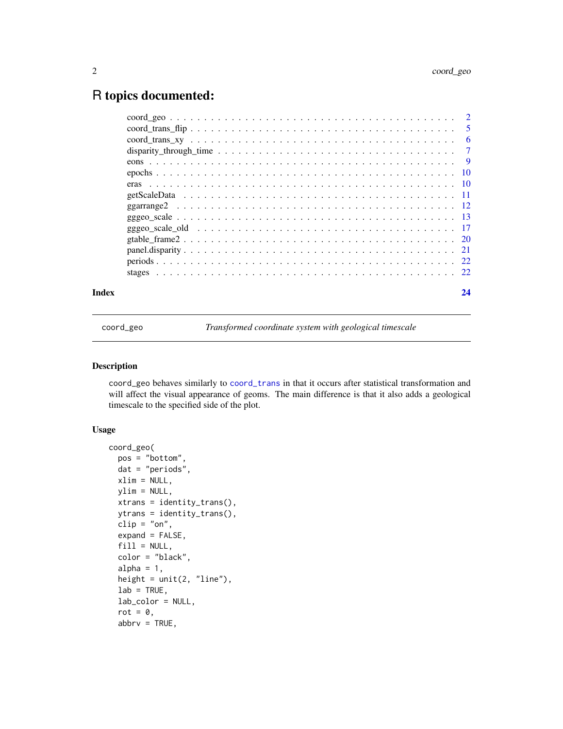# R topics documented:

| | |
|---|---|
| coord_geo | 2 |
| coord_trans_flip | 5 |
| coord_trans_xy | 6 |
| disparity_through_time | 7 |
| eons | 9 |
| epochs | 10 |
| eras | 10 |
| getScaleData | 11 |
| ggarrange2 | 12 |
| gggeo_scale | 13 |
| gggeo_scale_old | 17 |
| gtable_frame2 | 20 |
| panel.disparity | 21 |
| periods | 22 |
| stages | 22 |

**Index** **24**

---

coord_geo — *Transformed coordinate system with geological timescale*

---

## Description

coord_geo behaves similarly to coord_trans in that it occurs after statistical transformation and will affect the visual appearance of geoms. The main difference is that it also adds a geological timescale to the specified side of the plot.

## Usage

```
coord_geo(
  pos = "bottom",
  dat = "periods",
  xlim = NULL,
  ylim = NULL,
  xtrans = identity_trans(),
  ytrans = identity_trans(),
  clip = "on",
  expand = FALSE,
  fill = NULL,
  color = "black",
  alpha = 1,
  height = unit(2, "line"),
  lab = TRUE,
  lab_color = NULL,
  rot = 0,
  abbrv = TRUE,
```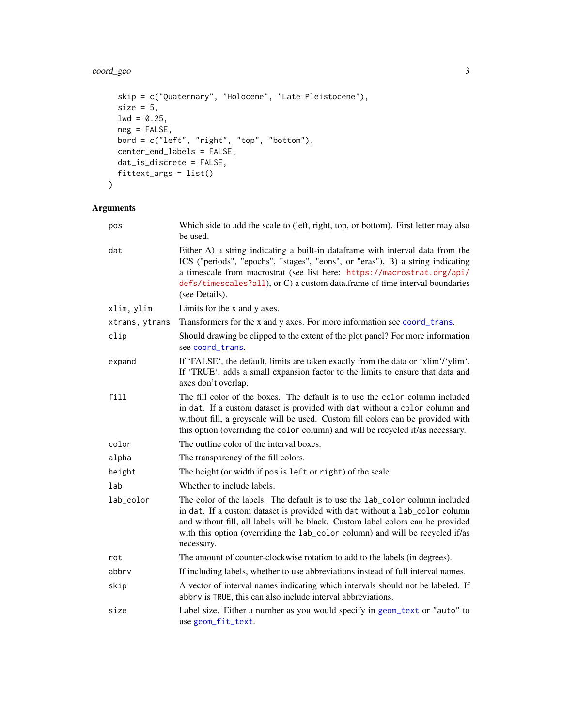```
  skip = c("Quaternary", "Holocene", "Late Pleistocene"),
  size = 5,
  lwd = 0.25,
  neg = FALSE,
  bord = c("left", "right", "top", "bottom"),
  center_end_labels = FALSE,
  dat_is_discrete = FALSE,
  fittext_args = list()
)
```

## Arguments

| Argument | Description |
| --- | --- |
| `pos` | Which side to add the scale to (left, right, top, or bottom). First letter may also be used. |
| `dat` | Either A) a string indicating a built-in dataframe with interval data from the ICS ("periods", "epochs", "stages", "eons", or "eras"), B) a string indicating a timescale from macrostrat (see list here: https://macrostrat.org/api/defs/timescales?all), or C) a custom data.frame of time interval boundaries (see Details). |
| `xlim, ylim` | Limits for the x and y axes. |
| `xtrans, ytrans` | Transformers for the x and y axes. For more information see `coord_trans`. |
| `clip` | Should drawing be clipped to the extent of the plot panel? For more information see `coord_trans`. |
| `expand` | If 'FALSE', the default, limits are taken exactly from the data or 'xlim'/'ylim'. If 'TRUE', adds a small expansion factor to the limits to ensure that data and axes don't overlap. |
| `fill` | The fill color of the boxes. The default is to use the `color` column included in `dat`. If a custom dataset is provided with `dat` without a `color` column and without fill, a greyscale will be used. Custom fill colors can be provided with this option (overriding the `color` column) and will be recycled if/as necessary. |
| `color` | The outline color of the interval boxes. |
| `alpha` | The transparency of the fill colors. |
| `height` | The height (or width if `pos` is `left` or `right`) of the scale. |
| `lab` | Whether to include labels. |
| `lab_color` | The color of the labels. The default is to use the `lab_color` column included in `dat`. If a custom dataset is provided with `dat` without a `lab_color` column and without fill, all labels will be black. Custom label colors can be provided with this option (overriding the `lab_color` column) and will be recycled if/as necessary. |
| `rot` | The amount of counter-clockwise rotation to add to the labels (in degrees). |
| `abbrv` | If including labels, whether to use abbreviations instead of full interval names. |
| `skip` | A vector of interval names indicating which intervals should not be labeled. If `abbrv` is `TRUE`, this can also include interval abbreviations. |
| `size` | Label size. Either a number as you would specify in `geom_text` or `"auto"` to use `geom_fit_text`. |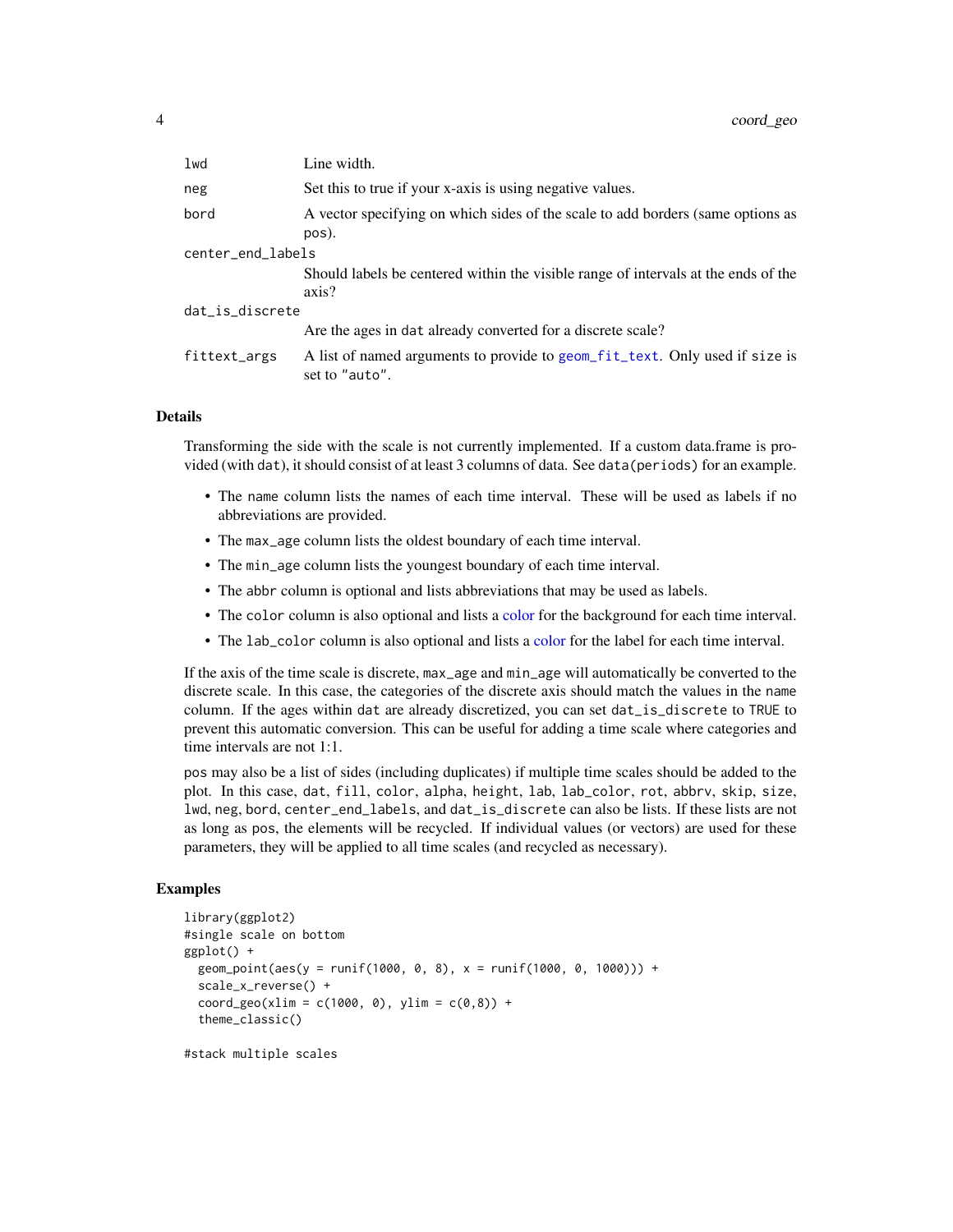| | |
|---|---|
| `lwd` | Line width. |
| `neg` | Set this to true if your x-axis is using negative values. |
| `bord` | A vector specifying on which sides of the scale to add borders (same options as `pos`). |
| `center_end_labels` | Should labels be centered within the visible range of intervals at the ends of the axis? |
| `dat_is_discrete` | Are the ages in `dat` already converted for a discrete scale? |
| `fittext_args` | A list of named arguments to provide to `geom_fit_text`. Only used if `size` is set to `"auto"`. |

## Details

Transforming the side with the scale is not currently implemented. If a custom data.frame is provided (with `dat`), it should consist of at least 3 columns of data. See `data(periods)` for an example.

- The `name` column lists the names of each time interval. These will be used as labels if no abbreviations are provided.
- The `max_age` column lists the oldest boundary of each time interval.
- The `min_age` column lists the youngest boundary of each time interval.
- The `abbr` column is optional and lists abbreviations that may be used as labels.
- The `color` column is also optional and lists a color for the background for each time interval.
- The `lab_color` column is also optional and lists a color for the label for each time interval.

If the axis of the time scale is discrete, `max_age` and `min_age` will automatically be converted to the discrete scale. In this case, the categories of the discrete axis should match the values in the `name` column. If the ages within `dat` are already discretized, you can set `dat_is_discrete` to `TRUE` to prevent this automatic conversion. This can be useful for adding a time scale where categories and time intervals are not 1:1.

`pos` may also be a list of sides (including duplicates) if multiple time scales should be added to the plot. In this case, `dat`, `fill`, `color`, `alpha`, `height`, `lab`, `lab_color`, `rot`, `abbrv`, `skip`, `size`, `lwd`, `neg`, `bord`, `center_end_labels`, and `dat_is_discrete` can also be lists. If these lists are not as long as `pos`, the elements will be recycled. If individual values (or vectors) are used for these parameters, they will be applied to all time scales (and recycled as necessary).

## Examples

```
library(ggplot2)
#single scale on bottom
ggplot() +
  geom_point(aes(y = runif(1000, 0, 8), x = runif(1000, 0, 1000))) +
  scale_x_reverse() +
  coord_geo(xlim = c(1000, 0), ylim = c(0,8)) +
  theme_classic()

#stack multiple scales
```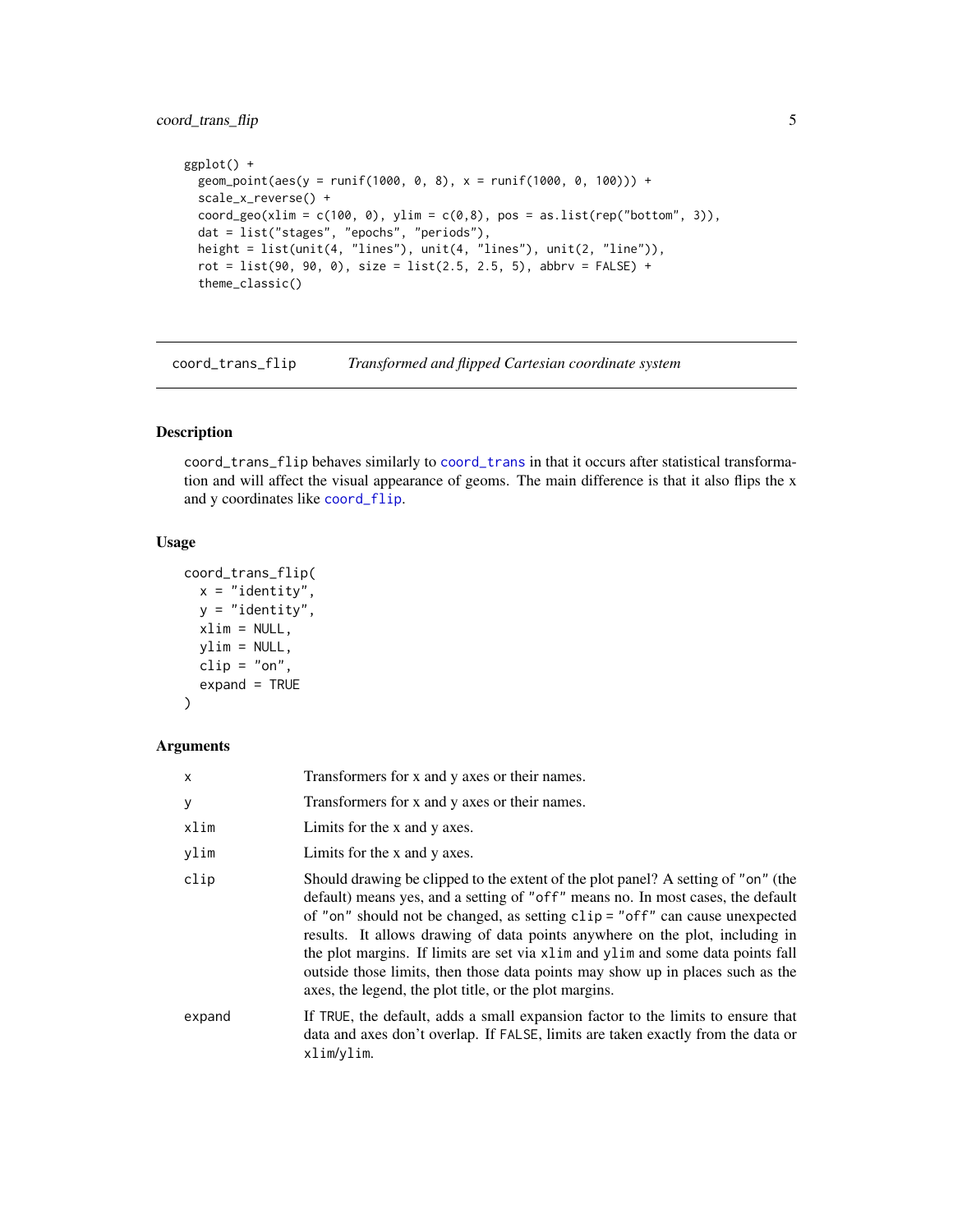```r
ggplot() +
  geom_point(aes(y = runif(1000, 0, 8), x = runif(1000, 0, 100))) +
  scale_x_reverse() +
  coord_geo(xlim = c(100, 0), ylim = c(0,8), pos = as.list(rep("bottom", 3)),
  dat = list("stages", "epochs", "periods"),
  height = list(unit(4, "lines"), unit(4, "lines"), unit(2, "line")),
  rot = list(90, 90, 0), size = list(2.5, 2.5, 5), abbrv = FALSE) +
  theme_classic()
```

---

## coord_trans_flip — *Transformed and flipped Cartesian coordinate system*

---

### Description

`coord_trans_flip` behaves similarly to `coord_trans` in that it occurs after statistical transformation and will affect the visual appearance of geoms. The main difference is that it also flips the x and y coordinates like `coord_flip`.

### Usage

```r
coord_trans_flip(
  x = "identity",
  y = "identity",
  xlim = NULL,
  ylim = NULL,
  clip = "on",
  expand = TRUE
)
```

### Arguments

| | |
|---|---|
| `x` | Transformers for x and y axes or their names. |
| `y` | Transformers for x and y axes or their names. |
| `xlim` | Limits for the x and y axes. |
| `ylim` | Limits for the x and y axes. |
| `clip` | Should drawing be clipped to the extent of the plot panel? A setting of `"on"` (the default) means yes, and a setting of `"off"` means no. In most cases, the default of `"on"` should not be changed, as setting `clip = "off"` can cause unexpected results. It allows drawing of data points anywhere on the plot, including in the plot margins. If limits are set via `xlim` and `ylim` and some data points fall outside those limits, then those data points may show up in places such as the axes, the legend, the plot title, or the plot margins. |
| `expand` | If `TRUE`, the default, adds a small expansion factor to the limits to ensure that data and axes don't overlap. If `FALSE`, limits are taken exactly from the data or `xlim`/`ylim`. |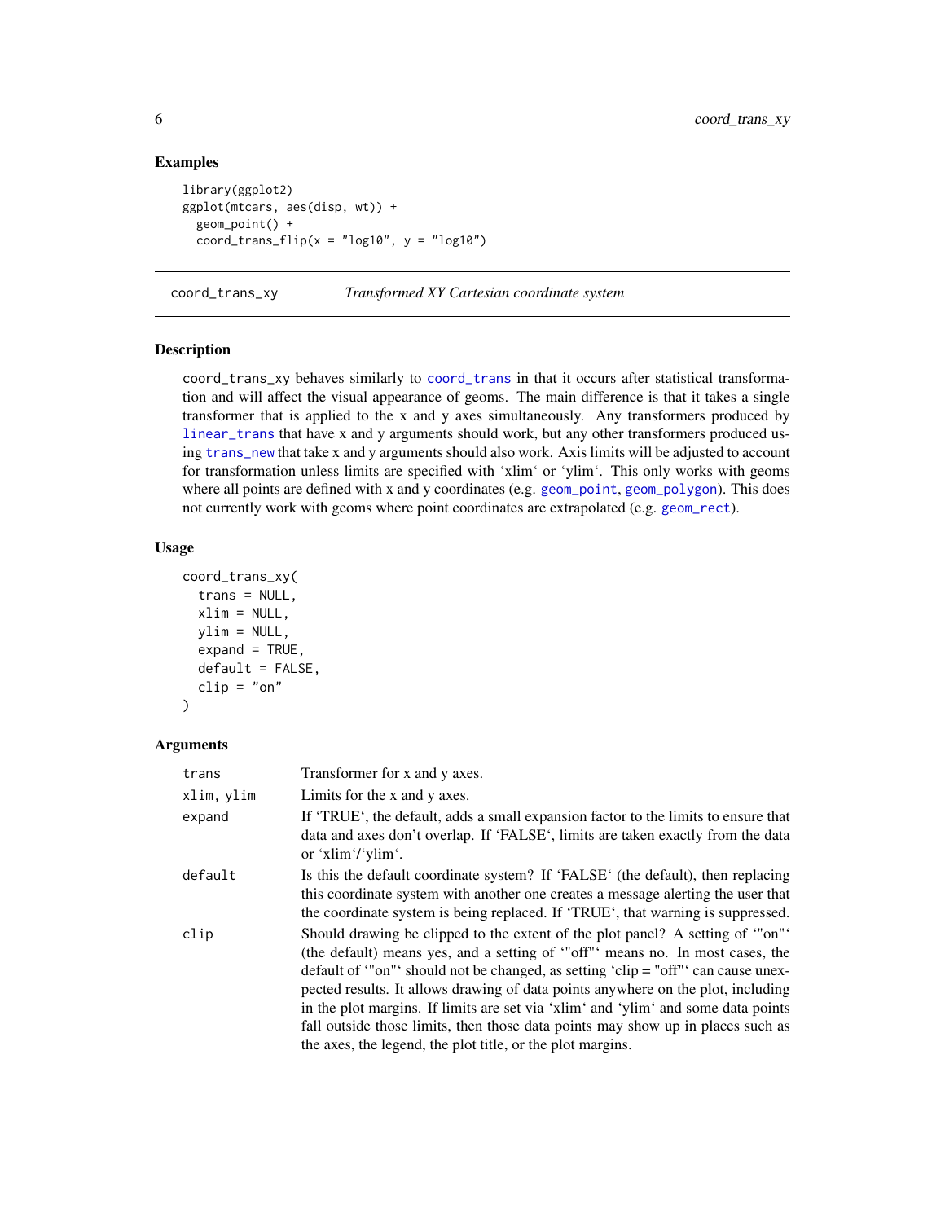### Examples

```
library(ggplot2)
ggplot(mtcars, aes(disp, wt)) +
  geom_point() +
  coord_trans_flip(x = "log10", y = "log10")
```

---

## coord_trans_xy — *Transformed XY Cartesian coordinate system*

### Description

coord_trans_xy behaves similarly to coord_trans in that it occurs after statistical transformation and will affect the visual appearance of geoms. The main difference is that it takes a single transformer that is applied to the x and y axes simultaneously. Any transformers produced by linear_trans that have x and y arguments should work, but any other transformers produced using trans_new that take x and y arguments should also work. Axis limits will be adjusted to account for transformation unless limits are specified with 'xlim' or 'ylim'. This only works with geoms where all points are defined with x and y coordinates (e.g. geom_point, geom_polygon). This does not currently work with geoms where point coordinates are extrapolated (e.g. geom_rect).

### Usage

```
coord_trans_xy(
  trans = NULL,
  xlim = NULL,
  ylim = NULL,
  expand = TRUE,
  default = FALSE,
  clip = "on"
)
```

### Arguments

| Argument | Description |
|---|---|
| trans | Transformer for x and y axes. |
| xlim, ylim | Limits for the x and y axes. |
| expand | If 'TRUE', the default, adds a small expansion factor to the limits to ensure that data and axes don't overlap. If 'FALSE', limits are taken exactly from the data or 'xlim'/'ylim'. |
| default | Is this the default coordinate system? If 'FALSE' (the default), then replacing this coordinate system with another one creates a message alerting the user that the coordinate system is being replaced. If 'TRUE', that warning is suppressed. |
| clip | Should drawing be clipped to the extent of the plot panel? A setting of '"on"' (the default) means yes, and a setting of '"off"' means no. In most cases, the default of '"on"' should not be changed, as setting 'clip = "off"' can cause unexpected results. It allows drawing of data points anywhere on the plot, including in the plot margins. If limits are set via 'xlim' and 'ylim' and some data points fall outside those limits, then those data points may show up in places such as the axes, the legend, the plot title, or the plot margins. |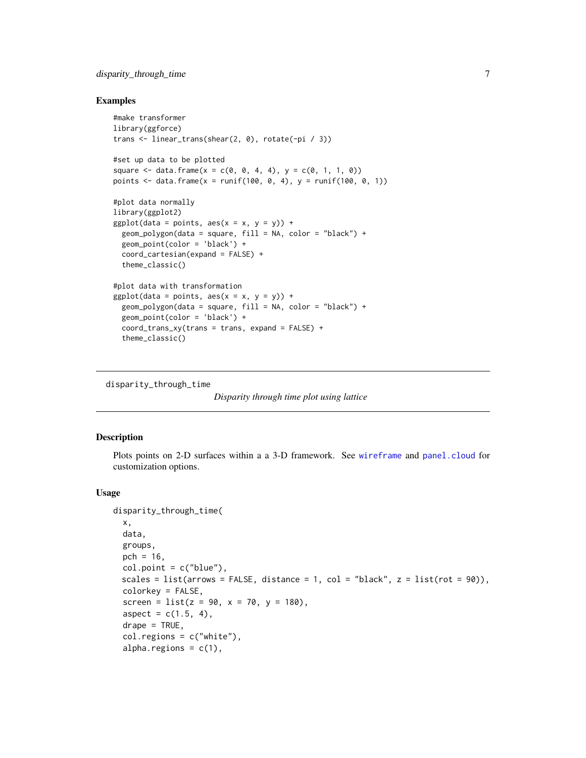## Examples

```
#make transformer
library(ggforce)
trans <- linear_trans(shear(2, 0), rotate(-pi / 3))

#set up data to be plotted
square <- data.frame(x = c(0, 0, 4, 4), y = c(0, 1, 1, 0))
points <- data.frame(x = runif(100, 0, 4), y = runif(100, 0, 1))

#plot data normally
library(ggplot2)
ggplot(data = points, aes(x = x, y = y)) +
  geom_polygon(data = square, fill = NA, color = "black") +
  geom_point(color = 'black') +
  coord_cartesian(expand = FALSE) +
  theme_classic()

#plot data with transformation
ggplot(data = points, aes(x = x, y = y)) +
  geom_polygon(data = square, fill = NA, color = "black") +
  geom_point(color = 'black') +
  coord_trans_xy(trans = trans, expand = FALSE) +
  theme_classic()
```

---

# disparity_through_time

*Disparity through time plot using lattice*

---

## Description

Plots points on 2-D surfaces within a a 3-D framework. See wireframe and panel.cloud for customization options.

## Usage

```
disparity_through_time(
  x,
  data,
  groups,
  pch = 16,
  col.point = c("blue"),
  scales = list(arrows = FALSE, distance = 1, col = "black", z = list(rot = 90)),
  colorkey = FALSE,
  screen = list(z = 90, x = 70, y = 180),
  aspect = c(1.5, 4),
  drape = TRUE,
  col.regions = c("white"),
  alpha.regions = c(1),
```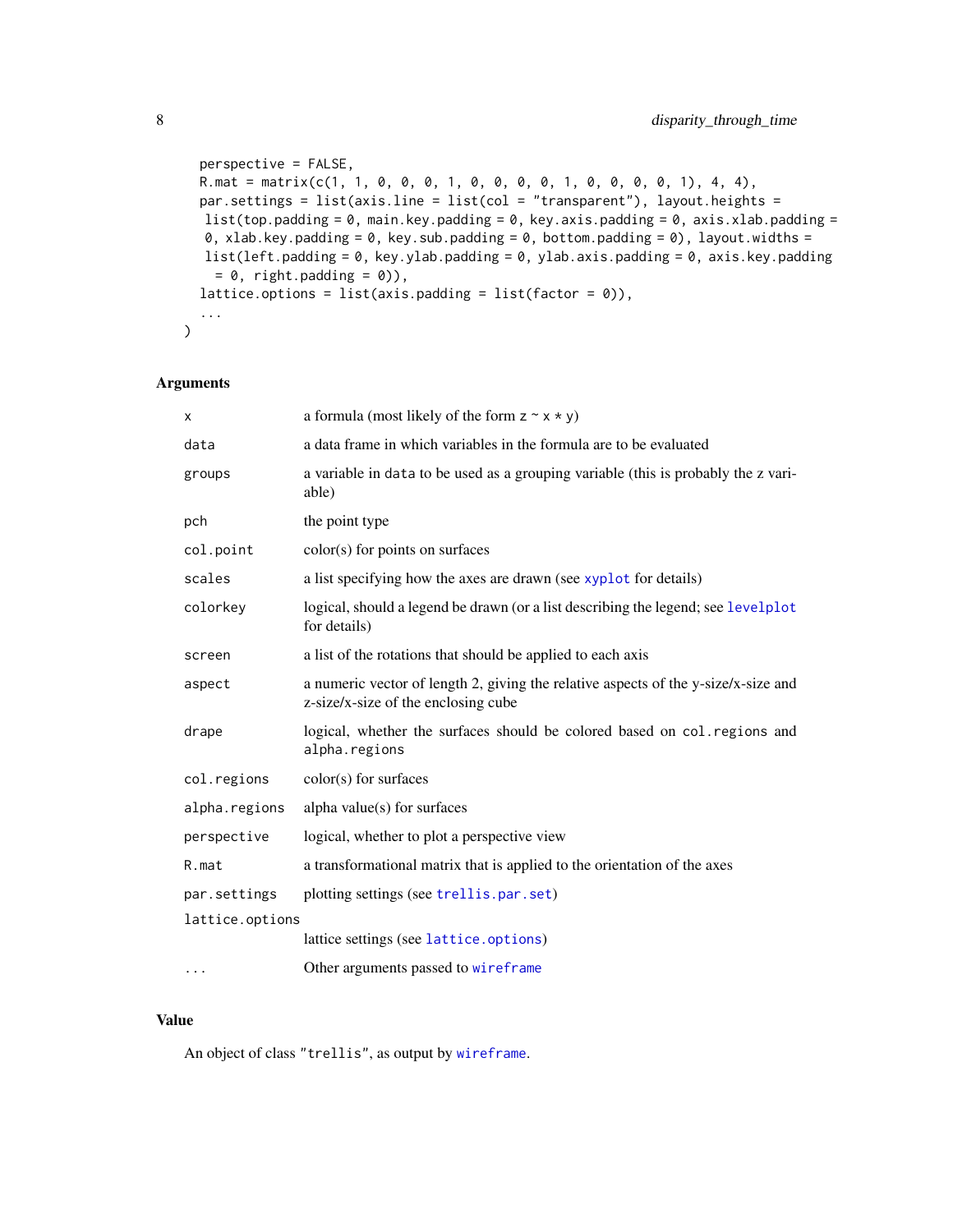```
  perspective = FALSE,
  R.mat = matrix(c(1, 1, 0, 0, 0, 1, 0, 0, 0, 0, 1, 0, 0, 0, 0, 1), 4, 4),
  par.settings = list(axis.line = list(col = "transparent"), layout.heights =
   list(top.padding = 0, main.key.padding = 0, key.axis.padding = 0, axis.xlab.padding =
   0, xlab.key.padding = 0, key.sub.padding = 0, bottom.padding = 0), layout.widths =
   list(left.padding = 0, key.ylab.padding = 0, ylab.axis.padding = 0, axis.key.padding
     = 0, right.padding = 0)),
  lattice.options = list(axis.padding = list(factor = 0)),
  ...
)
```

## Arguments

| | |
|---|---|
| `x` | a formula (most likely of the form z ~ x * y) |
| `data` | a data frame in which variables in the formula are to be evaluated |
| `groups` | a variable in `data` to be used as a grouping variable (this is probably the z variable) |
| `pch` | the point type |
| `col.point` | color(s) for points on surfaces |
| `scales` | a list specifying how the axes are drawn (see `xyplot` for details) |
| `colorkey` | logical, should a legend be drawn (or a list describing the legend; see `levelplot` for details) |
| `screen` | a list of the rotations that should be applied to each axis |
| `aspect` | a numeric vector of length 2, giving the relative aspects of the y-size/x-size and z-size/x-size of the enclosing cube |
| `drape` | logical, whether the surfaces should be colored based on `col.regions` and `alpha.regions` |
| `col.regions` | color(s) for surfaces |
| `alpha.regions` | alpha value(s) for surfaces |
| `perspective` | logical, whether to plot a perspective view |
| `R.mat` | a transformational matrix that is applied to the orientation of the axes |
| `par.settings` | plotting settings (see `trellis.par.set`) |
| `lattice.options` | lattice settings (see `lattice.options`) |
| `...` | Other arguments passed to `wireframe` |

## Value

An object of class `"trellis"`, as output by `wireframe`.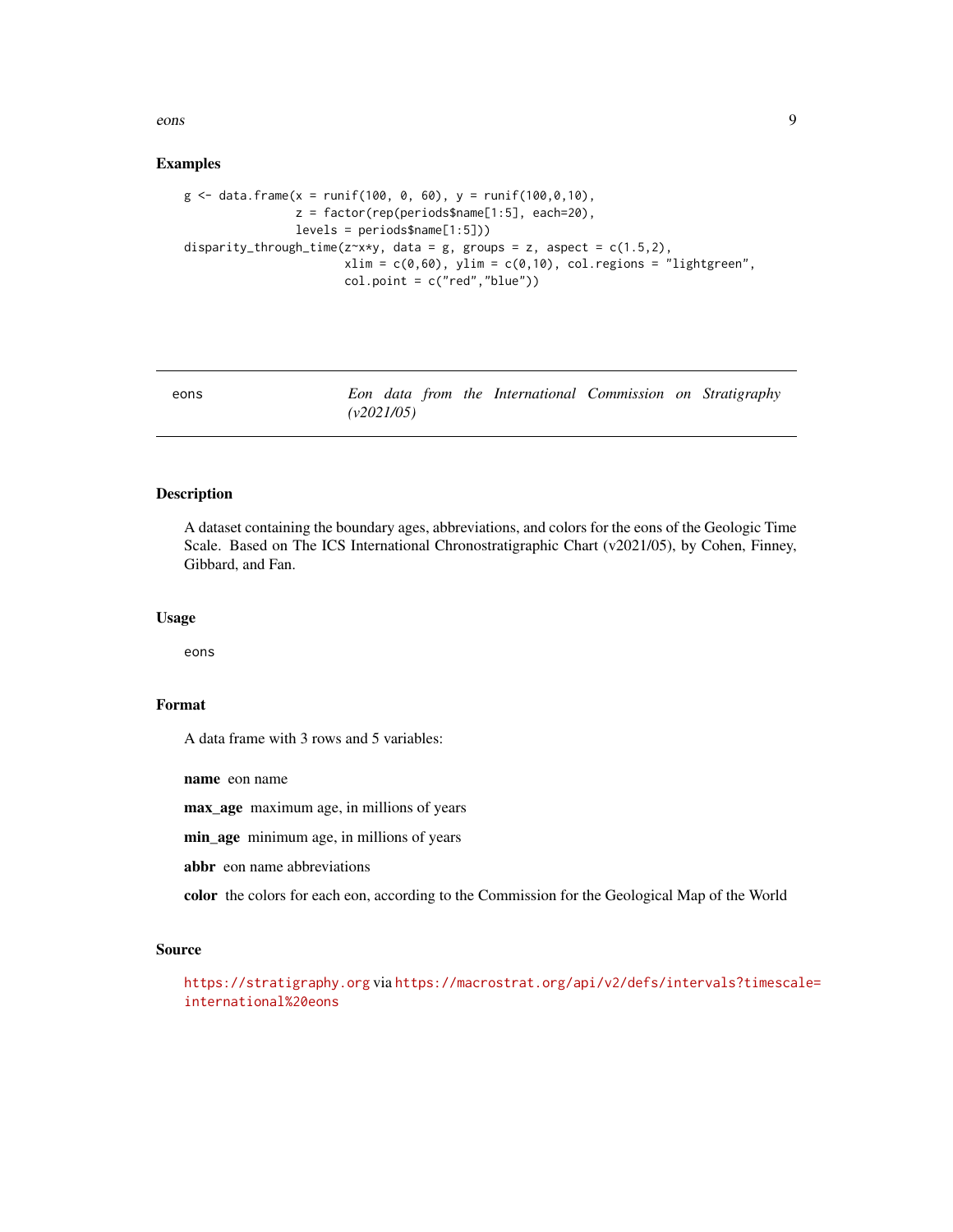## Examples

```
g <- data.frame(x = runif(100, 0, 60), y = runif(100,0,10),
                z = factor(rep(periods$name[1:5], each=20),
                levels = periods$name[1:5]))
disparity_through_time(z~x*y, data = g, groups = z, aspect = c(1.5,2),
                       xlim = c(0,60), ylim = c(0,10), col.regions = "lightgreen",
                       col.point = c("red","blue"))
```

---

`eons` *Eon data from the International Commission on Stratigraphy (v2021/05)*

---

## Description

A dataset containing the boundary ages, abbreviations, and colors for the eons of the Geologic Time Scale. Based on The ICS International Chronostratigraphic Chart (v2021/05), by Cohen, Finney, Gibbard, and Fan.

## Usage

```
eons
```

## Format

A data frame with 3 rows and 5 variables:

**name** eon name

**max_age** maximum age, in millions of years

**min_age** minimum age, in millions of years

**abbr** eon name abbreviations

**color** the colors for each eon, according to the Commission for the Geological Map of the World

## Source

https://stratigraphy.org via https://macrostrat.org/api/v2/defs/intervals?timescale=international%20eons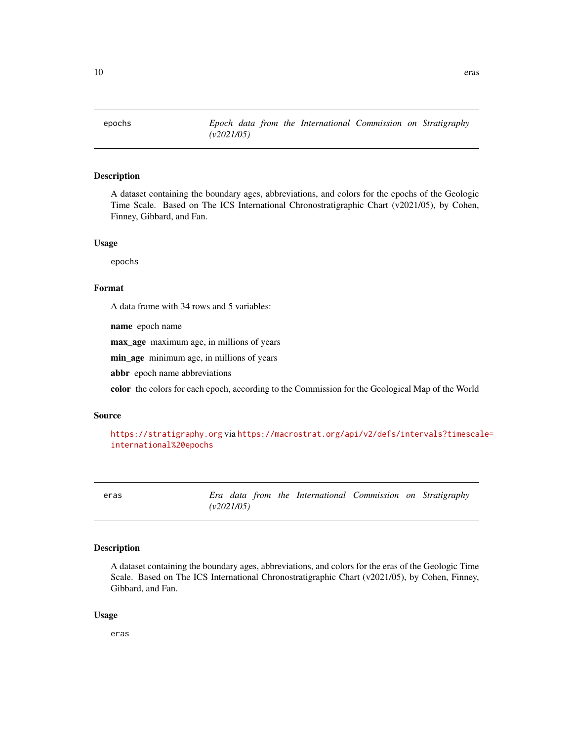## epochs — *Epoch data from the International Commission on Stratigraphy (v2021/05)*

### Description

A dataset containing the boundary ages, abbreviations, and colors for the epochs of the Geologic Time Scale. Based on The ICS International Chronostratigraphic Chart (v2021/05), by Cohen, Finney, Gibbard, and Fan.

### Usage

```
epochs
```

### Format

A data frame with 34 rows and 5 variables:

**name** epoch name

**max_age** maximum age, in millions of years

**min_age** minimum age, in millions of years

**abbr** epoch name abbreviations

**color** the colors for each epoch, according to the Commission for the Geological Map of the World

### Source

https://stratigraphy.org via https://macrostrat.org/api/v2/defs/intervals?timescale=international%20epochs

## eras — *Era data from the International Commission on Stratigraphy (v2021/05)*

### Description

A dataset containing the boundary ages, abbreviations, and colors for the eras of the Geologic Time Scale. Based on The ICS International Chronostratigraphic Chart (v2021/05), by Cohen, Finney, Gibbard, and Fan.

### Usage

```
eras
```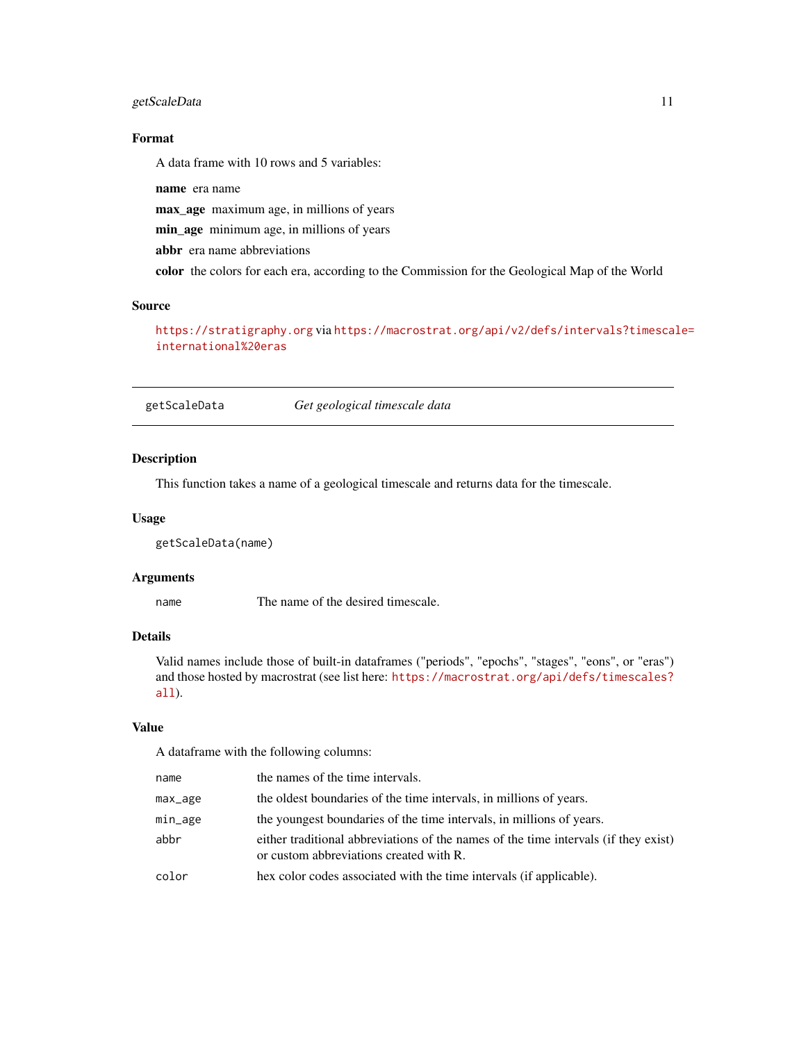## Format

A data frame with 10 rows and 5 variables:

**name** era name

**max_age** maximum age, in millions of years

**min_age** minimum age, in millions of years

**abbr** era name abbreviations

**color** the colors for each era, according to the Commission for the Geological Map of the World

## Source

https://stratigraphy.org via https://macrostrat.org/api/v2/defs/intervals?timescale=international%20eras

---

# getScaleData — *Get geological timescale data*

## Description

This function takes a name of a geological timescale and returns data for the timescale.

## Usage

```
getScaleData(name)
```

## Arguments

| | |
|---|---|
| `name` | The name of the desired timescale. |

## Details

Valid names include those of built-in dataframes ("periods", "epochs", "stages", "eons", or "eras") and those hosted by macrostrat (see list here: https://macrostrat.org/api/defs/timescales?all).

## Value

A dataframe with the following columns:

| | |
|---|---|
| `name` | the names of the time intervals. |
| `max_age` | the oldest boundaries of the time intervals, in millions of years. |
| `min_age` | the youngest boundaries of the time intervals, in millions of years. |
| `abbr` | either traditional abbreviations of the names of the time intervals (if they exist) or custom abbreviations created with R. |
| `color` | hex color codes associated with the time intervals (if applicable). |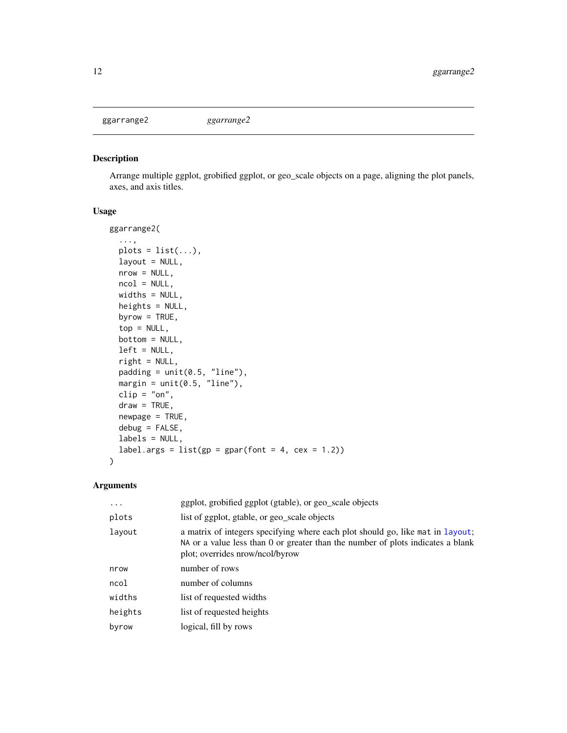## ggarrange2 *ggarrange2*

### Description

Arrange multiple ggplot, grobified ggplot, or geo_scale objects on a page, aligning the plot panels, axes, and axis titles.

### Usage

```
ggarrange2(
  ...,
  plots = list(...),
  layout = NULL,
  nrow = NULL,
  ncol = NULL,
  widths = NULL,
  heights = NULL,
  byrow = TRUE,
  top = NULL,
  bottom = NULL,
  left = NULL,
  right = NULL,
  padding = unit(0.5, "line"),
  margin = unit(0.5, "line"),
  clip = "on",
  draw = TRUE,
  newpage = TRUE,
  debug = FALSE,
  labels = NULL,
  label.args = list(gp = gpar(font = 4, cex = 1.2))
)
```

### Arguments

| | |
|---|---|
| `...` | ggplot, grobified ggplot (gtable), or geo_scale objects |
| `plots` | list of ggplot, gtable, or geo_scale objects |
| `layout` | a matrix of integers specifying where each plot should go, like `mat` in `layout`; `NA` or a value less than 0 or greater than the number of plots indicates a blank plot; overrides nrow/ncol/byrow |
| `nrow` | number of rows |
| `ncol` | number of columns |
| `widths` | list of requested widths |
| `heights` | list of requested heights |
| `byrow` | logical, fill by rows |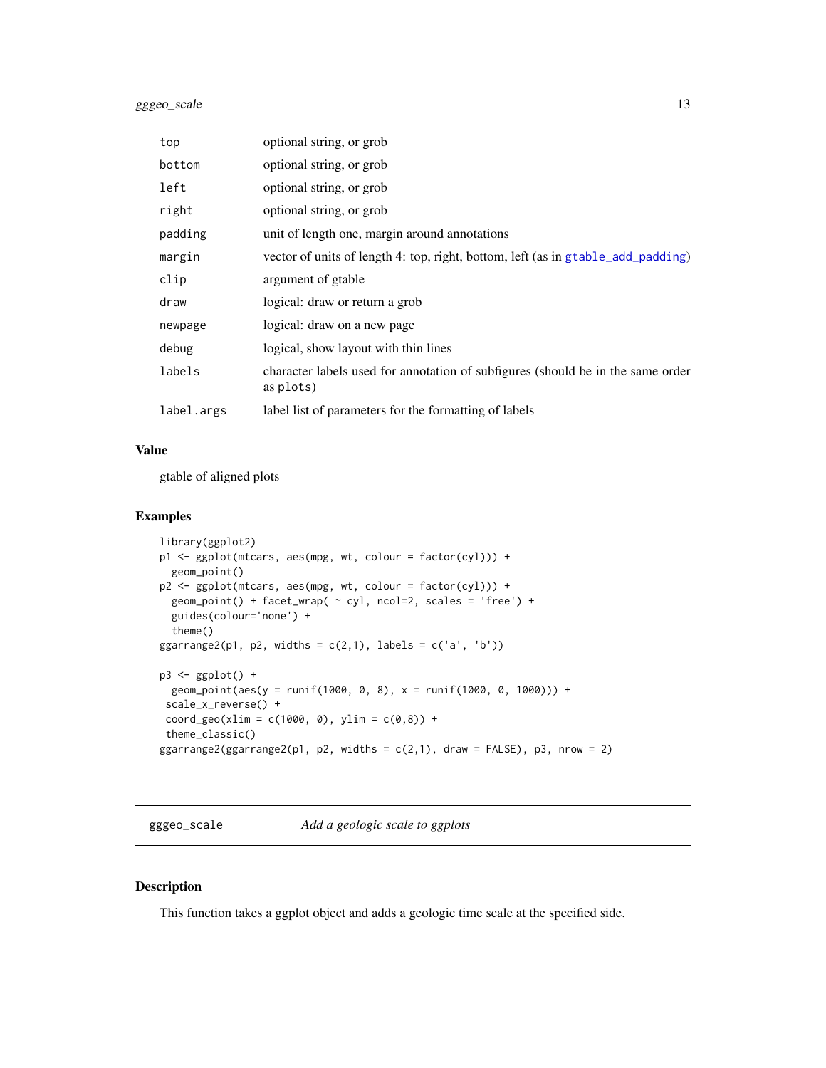| | |
|---|---|
| `top` | optional string, or grob |
| `bottom` | optional string, or grob |
| `left` | optional string, or grob |
| `right` | optional string, or grob |
| `padding` | unit of length one, margin around annotations |
| `margin` | vector of units of length 4: top, right, bottom, left (as in `gtable_add_padding`) |
| `clip` | argument of gtable |
| `draw` | logical: draw or return a grob |
| `newpage` | logical: draw on a new page |
| `debug` | logical, show layout with thin lines |
| `labels` | character labels used for annotation of subfigures (should be in the same order as `plots`) |
| `label.args` | label list of parameters for the formatting of labels |

### Value

gtable of aligned plots

### Examples

```
library(ggplot2)
p1 <- ggplot(mtcars, aes(mpg, wt, colour = factor(cyl))) +
  geom_point()
p2 <- ggplot(mtcars, aes(mpg, wt, colour = factor(cyl))) +
  geom_point() + facet_wrap( ~ cyl, ncol=2, scales = 'free') +
  guides(colour='none') +
  theme()
ggarrange2(p1, p2, widths = c(2,1), labels = c('a', 'b'))

p3 <- ggplot() +
  geom_point(aes(y = runif(1000, 0, 8), x = runif(1000, 0, 1000))) +
 scale_x_reverse() +
 coord_geo(xlim = c(1000, 0), ylim = c(0,8)) +
 theme_classic()
ggarrange2(ggarrange2(p1, p2, widths = c(2,1), draw = FALSE), p3, nrow = 2)
```

---

## `gggeo_scale` *Add a geologic scale to ggplots*

### Description

This function takes a ggplot object and adds a geologic time scale at the specified side.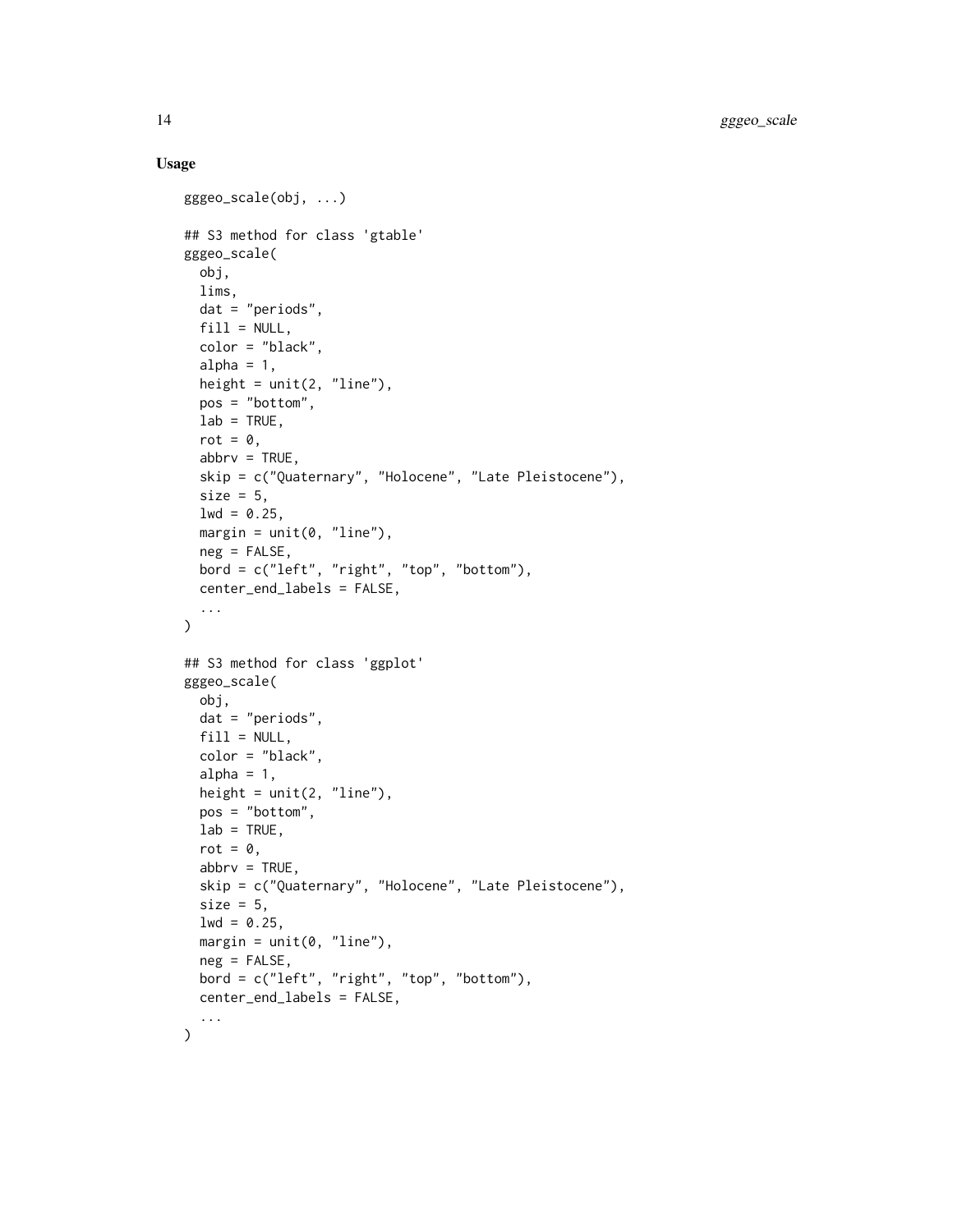## Usage

```
gggeo_scale(obj, ...)

## S3 method for class 'gtable'
gggeo_scale(
  obj,
  lims,
  dat = "periods",
  fill = NULL,
  color = "black",
  alpha = 1,
  height = unit(2, "line"),
  pos = "bottom",
  lab = TRUE,
  rot = 0,
  abbrv = TRUE,
  skip = c("Quaternary", "Holocene", "Late Pleistocene"),
  size = 5,
  lwd = 0.25,
  margin = unit(0, "line"),
  neg = FALSE,
  bord = c("left", "right", "top", "bottom"),
  center_end_labels = FALSE,
  ...
)

## S3 method for class 'ggplot'
gggeo_scale(
  obj,
  dat = "periods",
  fill = NULL,
  color = "black",
  alpha = 1,
  height = unit(2, "line"),
  pos = "bottom",
  lab = TRUE,
  rot = 0,
  abbrv = TRUE,
  skip = c("Quaternary", "Holocene", "Late Pleistocene"),
  size = 5,
  lwd = 0.25,
  margin = unit(0, "line"),
  neg = FALSE,
  bord = c("left", "right", "top", "bottom"),
  center_end_labels = FALSE,
  ...
)
```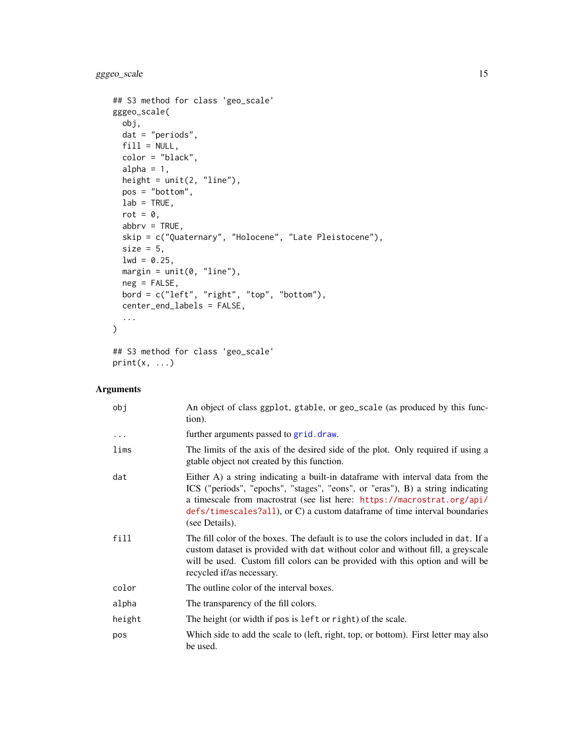```
## S3 method for class 'geo_scale'
gggeo_scale(
  obj,
  dat = "periods",
  fill = NULL,
  color = "black",
  alpha = 1,
  height = unit(2, "line"),
  pos = "bottom",
  lab = TRUE,
  rot = 0,
  abbrv = TRUE,
  skip = c("Quaternary", "Holocene", "Late Pleistocene"),
  size = 5,
  lwd = 0.25,
  margin = unit(0, "line"),
  neg = FALSE,
  bord = c("left", "right", "top", "bottom"),
  center_end_labels = FALSE,
  ...
)

## S3 method for class 'geo_scale'
print(x, ...)
```

## Arguments

| | |
|---|---|
| `obj` | An object of class `ggplot`, `gtable`, or `geo_scale` (as produced by this function). |
| `...` | further arguments passed to `grid.draw`. |
| `lims` | The limits of the axis of the desired side of the plot. Only required if using a gtable object not created by this function. |
| `dat` | Either A) a string indicating a built-in dataframe with interval data from the ICS ("periods", "epochs", "stages", "eons", or "eras"), B) a string indicating a timescale from macrostrat (see list here: https://macrostrat.org/api/defs/timescales?all), or C) a custom dataframe of time interval boundaries (see Details). |
| `fill` | The fill color of the boxes. The default is to use the colors included in `dat`. If a custom dataset is provided with `dat` without color and without fill, a greyscale will be used. Custom fill colors can be provided with this option and will be recycled if/as necessary. |
| `color` | The outline color of the interval boxes. |
| `alpha` | The transparency of the fill colors. |
| `height` | The height (or width if `pos` is `left` or `right`) of the scale. |
| `pos` | Which side to add the scale to (left, right, top, or bottom). First letter may also be used. |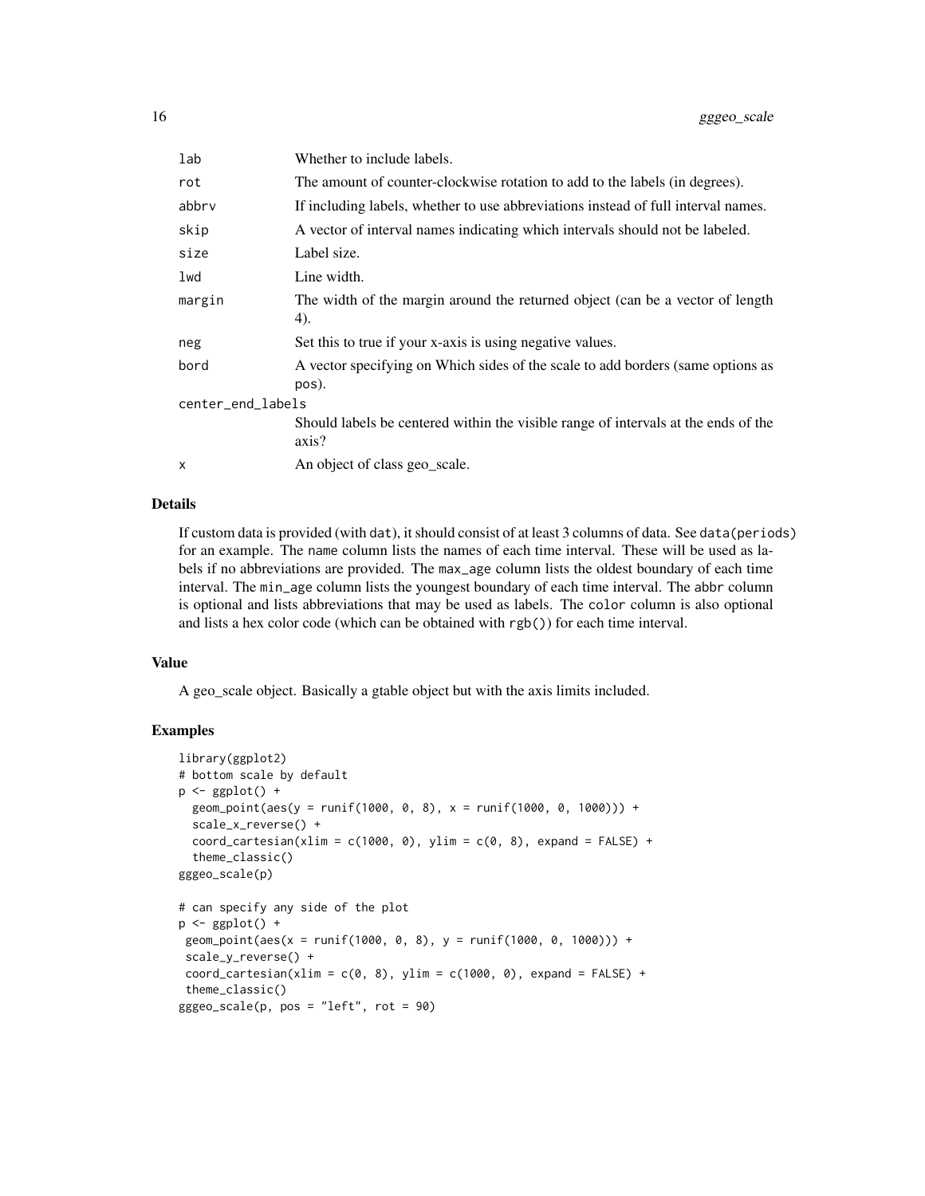| | |
|---|---|
| `lab` | Whether to include labels. |
| `rot` | The amount of counter-clockwise rotation to add to the labels (in degrees). |
| `abbrv` | If including labels, whether to use abbreviations instead of full interval names. |
| `skip` | A vector of interval names indicating which intervals should not be labeled. |
| `size` | Label size. |
| `lwd` | Line width. |
| `margin` | The width of the margin around the returned object (can be a vector of length 4). |
| `neg` | Set this to true if your x-axis is using negative values. |
| `bord` | A vector specifying on Which sides of the scale to add borders (same options as `pos`). |
| `center_end_labels` | Should labels be centered within the visible range of intervals at the ends of the axis? |
| `x` | An object of class geo_scale. |

### Details

If custom data is provided (with `dat`), it should consist of at least 3 columns of data. See `data(periods)` for an example. The `name` column lists the names of each time interval. These will be used as labels if no abbreviations are provided. The `max_age` column lists the oldest boundary of each time interval. The `min_age` column lists the youngest boundary of each time interval. The `abbr` column is optional and lists abbreviations that may be used as labels. The `color` column is also optional and lists a hex color code (which can be obtained with `rgb()`) for each time interval.

### Value

A geo_scale object. Basically a gtable object but with the axis limits included.

### Examples

```
library(ggplot2)
# bottom scale by default
p <- ggplot() +
  geom_point(aes(y = runif(1000, 0, 8), x = runif(1000, 0, 1000))) +
  scale_x_reverse() +
  coord_cartesian(xlim = c(1000, 0), ylim = c(0, 8), expand = FALSE) +
  theme_classic()
gggeo_scale(p)

# can specify any side of the plot
p <- ggplot() +
 geom_point(aes(x = runif(1000, 0, 8), y = runif(1000, 0, 1000))) +
 scale_y_reverse() +
 coord_cartesian(xlim = c(0, 8), ylim = c(1000, 0), expand = FALSE) +
 theme_classic()
gggeo_scale(p, pos = "left", rot = 90)
```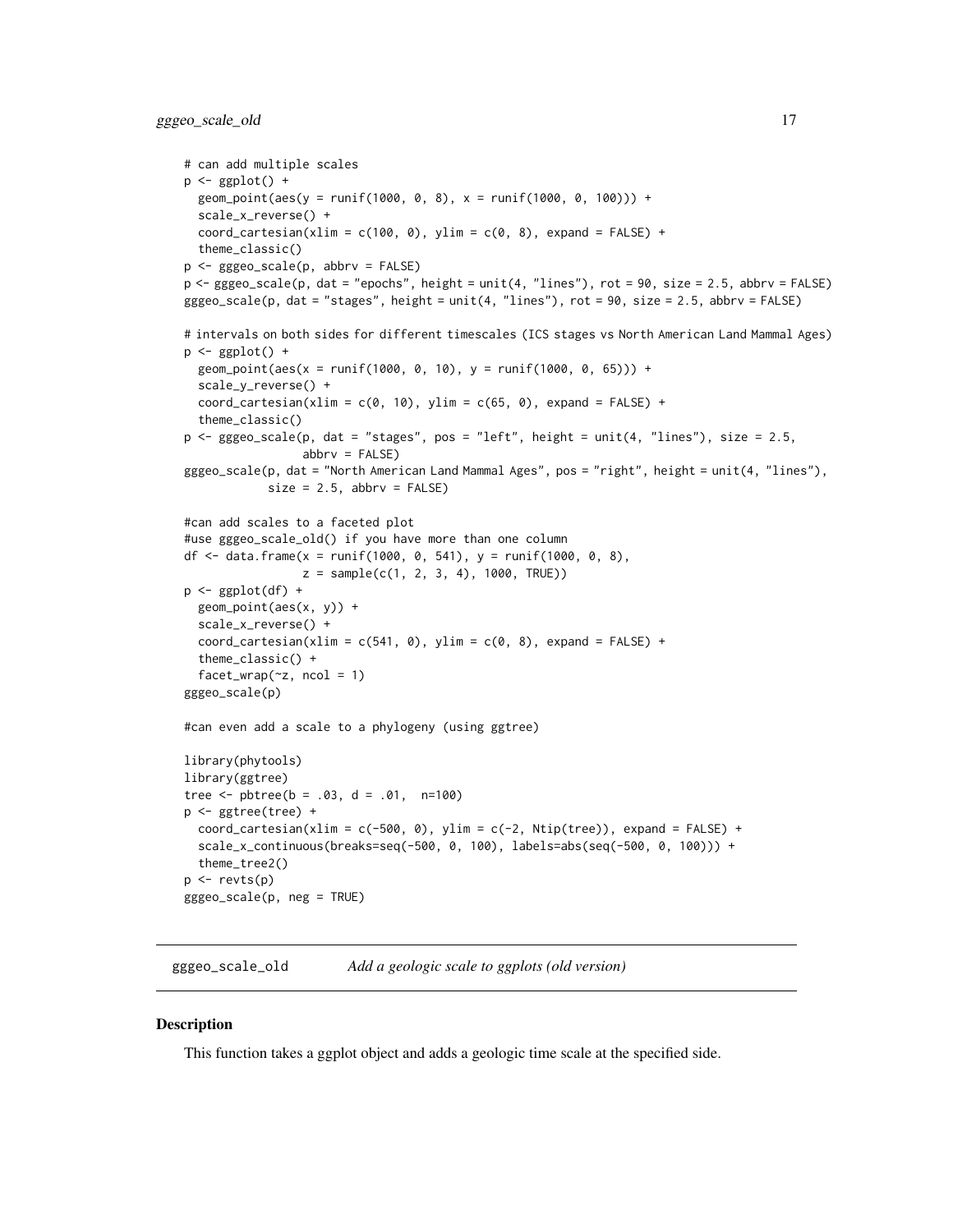```
# can add multiple scales
p <- ggplot() +
  geom_point(aes(y = runif(1000, 0, 8), x = runif(1000, 0, 100))) +
  scale_x_reverse() +
  coord_cartesian(xlim = c(100, 0), ylim = c(0, 8), expand = FALSE) +
  theme_classic()
p <- gggeo_scale(p, abbrv = FALSE)
p <- gggeo_scale(p, dat = "epochs", height = unit(4, "lines"), rot = 90, size = 2.5, abbrv = FALSE)
gggeo_scale(p, dat = "stages", height = unit(4, "lines"), rot = 90, size = 2.5, abbrv = FALSE)

# intervals on both sides for different timescales (ICS stages vs North American Land Mammal Ages)
p <- ggplot() +
  geom_point(aes(x = runif(1000, 0, 10), y = runif(1000, 0, 65))) +
  scale_y_reverse() +
  coord_cartesian(xlim = c(0, 10), ylim = c(65, 0), expand = FALSE) +
  theme_classic()
p <- gggeo_scale(p, dat = "stages", pos = "left", height = unit(4, "lines"), size = 2.5,
                 abbrv = FALSE)
gggeo_scale(p, dat = "North American Land Mammal Ages", pos = "right", height = unit(4, "lines"),
            size = 2.5, abbrv = FALSE)

#can add scales to a faceted plot
#use gggeo_scale_old() if you have more than one column
df <- data.frame(x = runif(1000, 0, 541), y = runif(1000, 0, 8),
                 z = sample(c(1, 2, 3, 4), 1000, TRUE))
p <- ggplot(df) +
  geom_point(aes(x, y)) +
  scale_x_reverse() +
  coord_cartesian(xlim = c(541, 0), ylim = c(0, 8), expand = FALSE) +
  theme_classic() +
  facet_wrap(~z, ncol = 1)
gggeo_scale(p)

#can even add a scale to a phylogeny (using ggtree)

library(phytools)
library(ggtree)
tree <- pbtree(b = .03, d = .01,  n=100)
p <- ggtree(tree) +
  coord_cartesian(xlim = c(-500, 0), ylim = c(-2, Ntip(tree)), expand = FALSE) +
  scale_x_continuous(breaks=seq(-500, 0, 100), labels=abs(seq(-500, 0, 100))) +
  theme_tree2()
p <- revts(p)
gggeo_scale(p, neg = TRUE)
```

## gggeo_scale_old — *Add a geologic scale to ggplots (old version)*

### Description

This function takes a ggplot object and adds a geologic time scale at the specified side.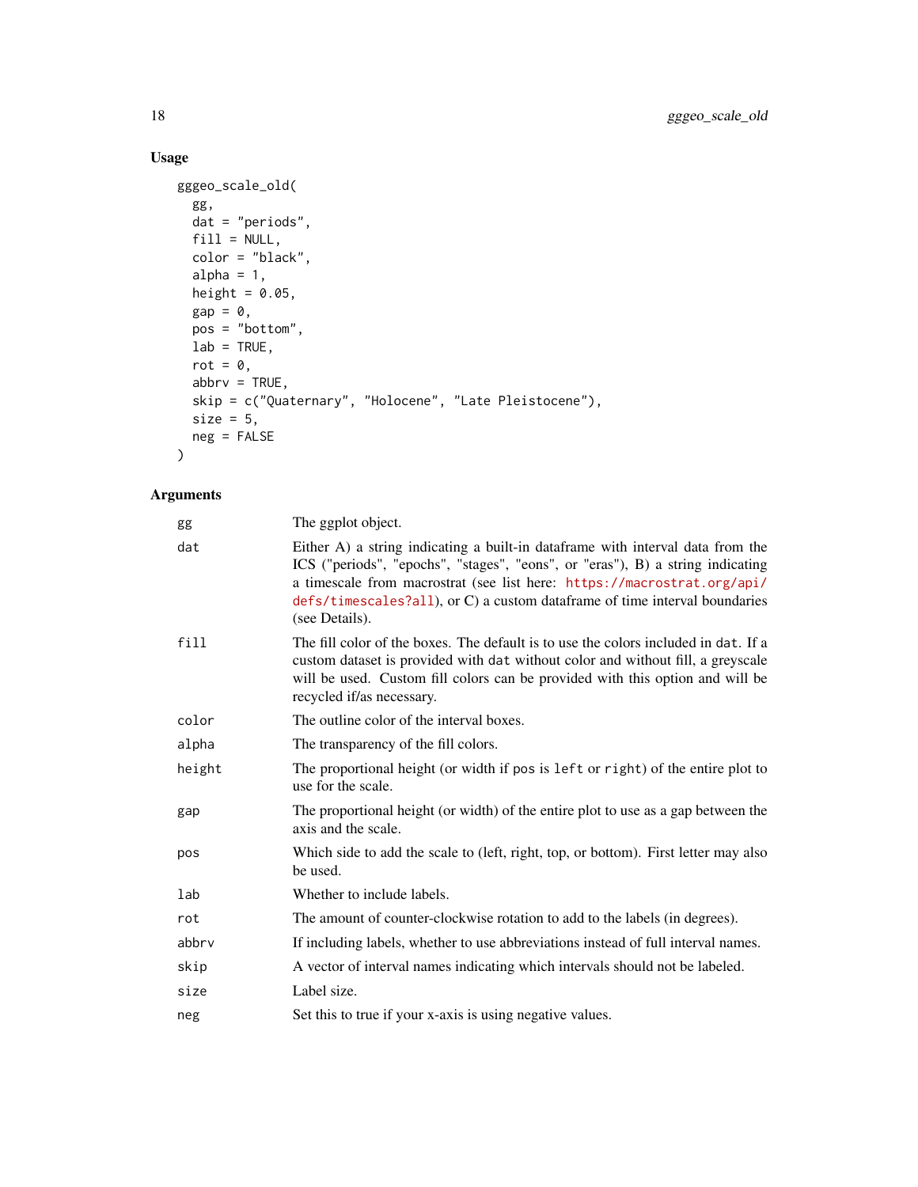## Usage

```
gggeo_scale_old(
  gg,
  dat = "periods",
  fill = NULL,
  color = "black",
  alpha = 1,
  height = 0.05,
  gap = 0,
  pos = "bottom",
  lab = TRUE,
  rot = 0,
  abbrv = TRUE,
  skip = c("Quaternary", "Holocene", "Late Pleistocene"),
  size = 5,
  neg = FALSE
)
```

## Arguments

| | |
|---|---|
| `gg` | The ggplot object. |
| `dat` | Either A) a string indicating a built-in dataframe with interval data from the ICS ("periods", "epochs", "stages", "eons", or "eras"), B) a string indicating a timescale from macrostrat (see list here: https://macrostrat.org/api/defs/timescales?all), or C) a custom dataframe of time interval boundaries (see Details). |
| `fill` | The fill color of the boxes. The default is to use the colors included in `dat`. If a custom dataset is provided with `dat` without color and without fill, a greyscale will be used. Custom fill colors can be provided with this option and will be recycled if/as necessary. |
| `color` | The outline color of the interval boxes. |
| `alpha` | The transparency of the fill colors. |
| `height` | The proportional height (or width if `pos` is `left` or `right`) of the entire plot to use for the scale. |
| `gap` | The proportional height (or width) of the entire plot to use as a gap between the axis and the scale. |
| `pos` | Which side to add the scale to (left, right, top, or bottom). First letter may also be used. |
| `lab` | Whether to include labels. |
| `rot` | The amount of counter-clockwise rotation to add to the labels (in degrees). |
| `abbrv` | If including labels, whether to use abbreviations instead of full interval names. |
| `skip` | A vector of interval names indicating which intervals should not be labeled. |
| `size` | Label size. |
| `neg` | Set this to true if your x-axis is using negative values. |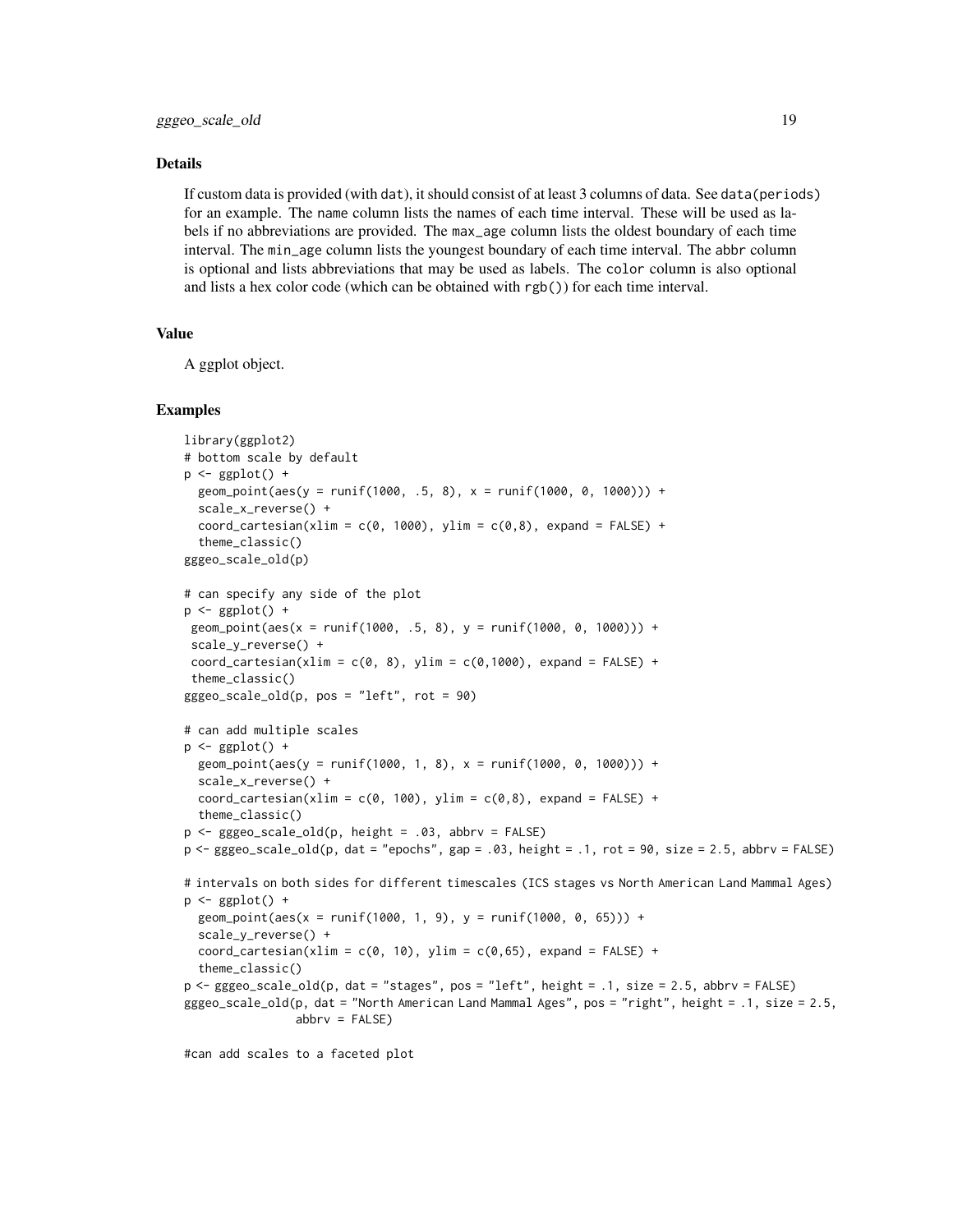## Details

If custom data is provided (with `dat`), it should consist of at least 3 columns of data. See `data(periods)` for an example. The `name` column lists the names of each time interval. These will be used as labels if no abbreviations are provided. The `max_age` column lists the oldest boundary of each time interval. The `min_age` column lists the youngest boundary of each time interval. The `abbr` column is optional and lists abbreviations that may be used as labels. The `color` column is also optional and lists a hex color code (which can be obtained with `rgb()`) for each time interval.

## Value

A ggplot object.

## Examples

```
library(ggplot2)
# bottom scale by default
p <- ggplot() +
  geom_point(aes(y = runif(1000, .5, 8), x = runif(1000, 0, 1000))) +
  scale_x_reverse() +
  coord_cartesian(xlim = c(0, 1000), ylim = c(0,8), expand = FALSE) +
  theme_classic()
gggeo_scale_old(p)

# can specify any side of the plot
p <- ggplot() +
 geom_point(aes(x = runif(1000, .5, 8), y = runif(1000, 0, 1000))) +
 scale_y_reverse() +
 coord_cartesian(xlim = c(0, 8), ylim = c(0,1000), expand = FALSE) +
 theme_classic()
gggeo_scale_old(p, pos = "left", rot = 90)

# can add multiple scales
p <- ggplot() +
  geom_point(aes(y = runif(1000, 1, 8), x = runif(1000, 0, 1000))) +
  scale_x_reverse() +
  coord_cartesian(xlim = c(0, 100), ylim = c(0,8), expand = FALSE) +
  theme_classic()
p <- gggeo_scale_old(p, height = .03, abbrv = FALSE)
p <- gggeo_scale_old(p, dat = "epochs", gap = .03, height = .1, rot = 90, size = 2.5, abbrv = FALSE)

# intervals on both sides for different timescales (ICS stages vs North American Land Mammal Ages)
p <- ggplot() +
  geom_point(aes(x = runif(1000, 1, 9), y = runif(1000, 0, 65))) +
  scale_y_reverse() +
  coord_cartesian(xlim = c(0, 10), ylim = c(0,65), expand = FALSE) +
  theme_classic()
p <- gggeo_scale_old(p, dat = "stages", pos = "left", height = .1, size = 2.5, abbrv = FALSE)
gggeo_scale_old(p, dat = "North American Land Mammal Ages", pos = "right", height = .1, size = 2.5,
                abbrv = FALSE)

#can add scales to a faceted plot
```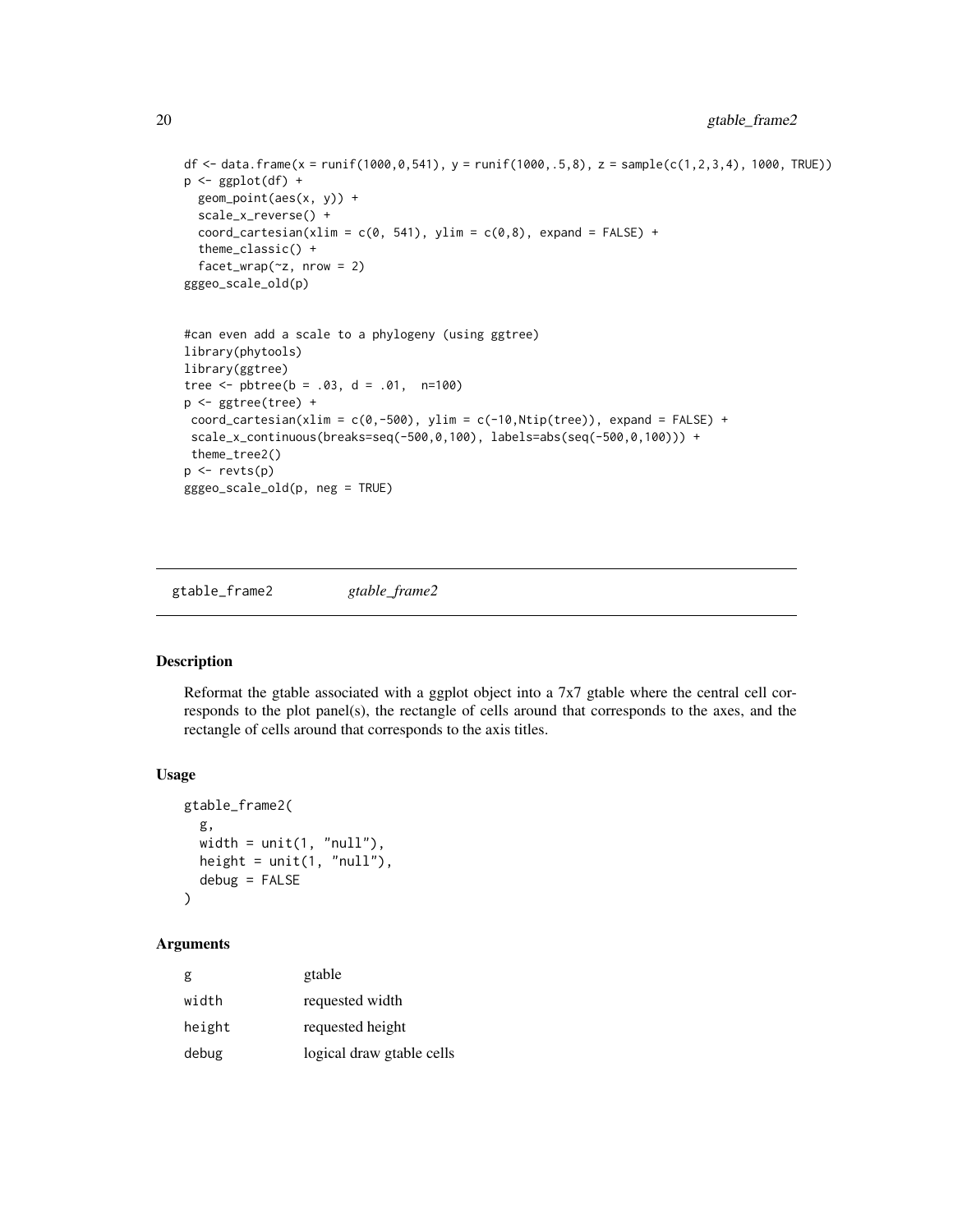```
df <- data.frame(x = runif(1000,0,541), y = runif(1000,.5,8), z = sample(c(1,2,3,4), 1000, TRUE))
p <- ggplot(df) +
  geom_point(aes(x, y)) +
  scale_x_reverse() +
  coord_cartesian(xlim = c(0, 541), ylim = c(0,8), expand = FALSE) +
  theme_classic() +
  facet_wrap(~z, nrow = 2)
gggeo_scale_old(p)


#can even add a scale to a phylogeny (using ggtree)
library(phytools)
library(ggtree)
tree <- pbtree(b = .03, d = .01,  n=100)
p <- ggtree(tree) +
 coord_cartesian(xlim = c(0,-500), ylim = c(-10,Ntip(tree)), expand = FALSE) +
 scale_x_continuous(breaks=seq(-500,0,100), labels=abs(seq(-500,0,100))) +
 theme_tree2()
p <- revts(p)
gggeo_scale_old(p, neg = TRUE)
```

---

## gtable_frame2 — *gtable_frame2*

### Description

Reformat the gtable associated with a ggplot object into a 7x7 gtable where the central cell corresponds to the plot panel(s), the rectangle of cells around that corresponds to the axes, and the rectangle of cells around that corresponds to the axis titles.

### Usage

```
gtable_frame2(
  g,
  width = unit(1, "null"),
  height = unit(1, "null"),
  debug = FALSE
)
```

### Arguments

| | |
|---|---|
| g | gtable |
| width | requested width |
| height | requested height |
| debug | logical draw gtable cells |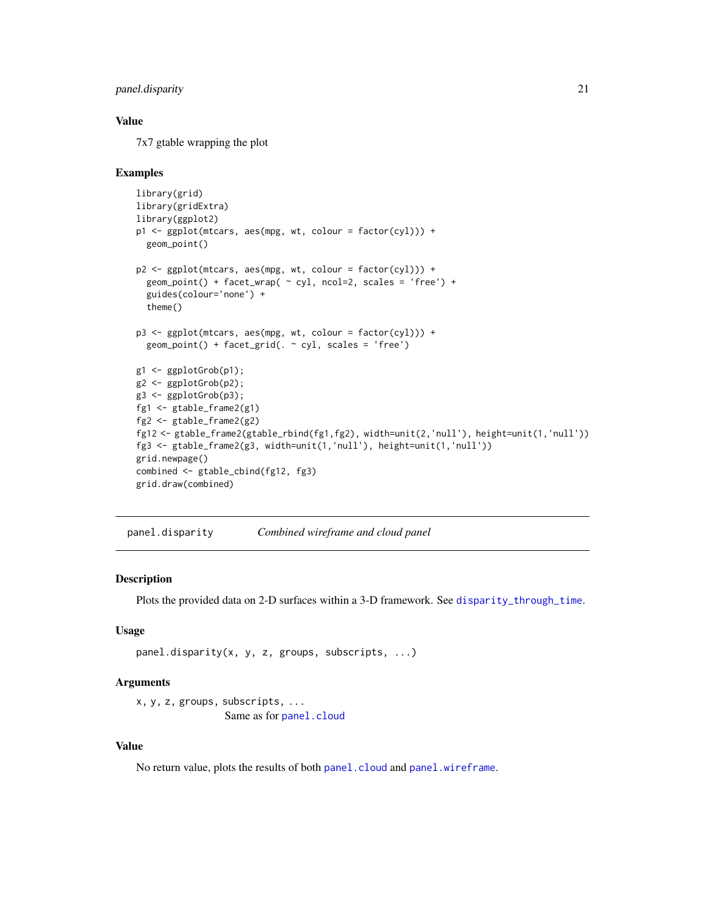## Value

7x7 gtable wrapping the plot

## Examples

```
library(grid)
library(gridExtra)
library(ggplot2)
p1 <- ggplot(mtcars, aes(mpg, wt, colour = factor(cyl))) +
  geom_point()

p2 <- ggplot(mtcars, aes(mpg, wt, colour = factor(cyl))) +
  geom_point() + facet_wrap( ~ cyl, ncol=2, scales = 'free') +
  guides(colour='none') +
  theme()

p3 <- ggplot(mtcars, aes(mpg, wt, colour = factor(cyl))) +
  geom_point() + facet_grid(. ~ cyl, scales = 'free')

g1 <- ggplotGrob(p1);
g2 <- ggplotGrob(p2);
g3 <- ggplotGrob(p3);
fg1 <- gtable_frame2(g1)
fg2 <- gtable_frame2(g2)
fg12 <- gtable_frame2(gtable_rbind(fg1,fg2), width=unit(2,'null'), height=unit(1,'null'))
fg3 <- gtable_frame2(g3, width=unit(1,'null'), height=unit(1,'null'))
grid.newpage()
combined <- gtable_cbind(fg12, fg3)
grid.draw(combined)
```

---

# panel.disparity — *Combined wireframe and cloud panel*

## Description

Plots the provided data on 2-D surfaces within a 3-D framework. See `disparity_through_time`.

## Usage

```
panel.disparity(x, y, z, groups, subscripts, ...)
```

## Arguments

`x, y, z, groups, subscripts, ...`
: Same as for `panel.cloud`

## Value

No return value, plots the results of both `panel.cloud` and `panel.wireframe`.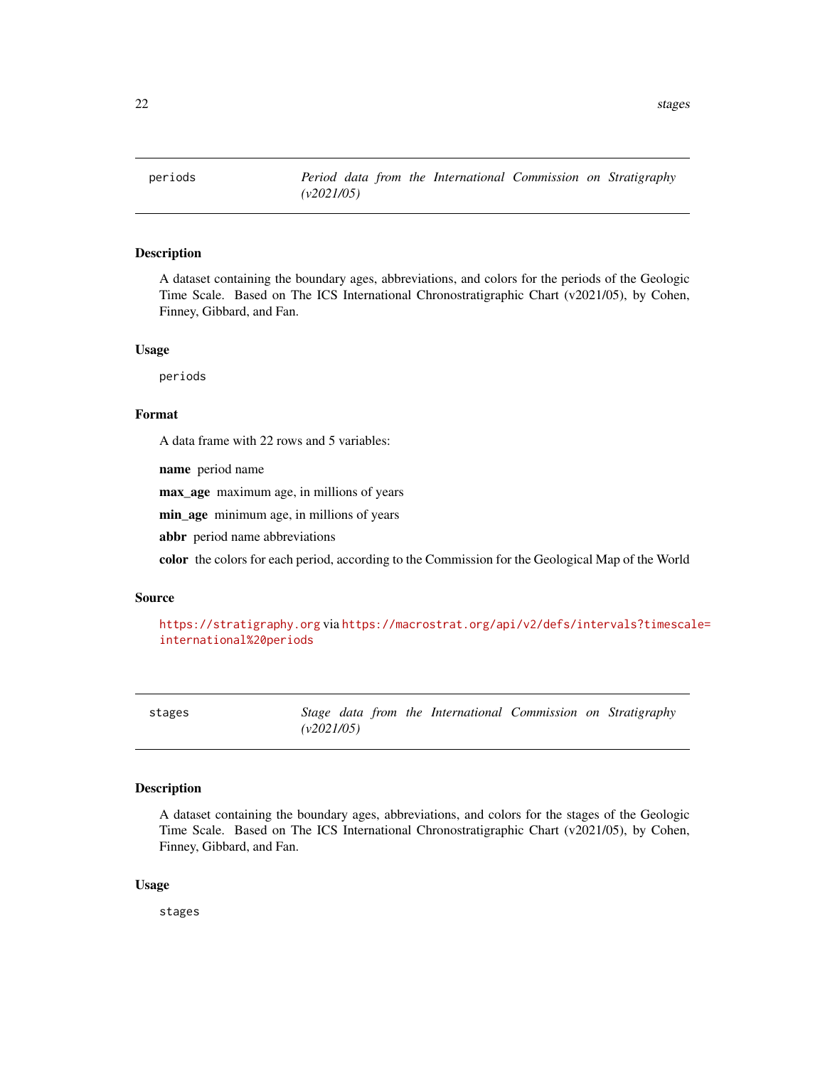## periods — *Period data from the International Commission on Stratigraphy (v2021/05)*

### Description

A dataset containing the boundary ages, abbreviations, and colors for the periods of the Geologic Time Scale. Based on The ICS International Chronostratigraphic Chart (v2021/05), by Cohen, Finney, Gibbard, and Fan.

### Usage

```
periods
```

### Format

A data frame with 22 rows and 5 variables:

**name** period name

**max_age** maximum age, in millions of years

**min_age** minimum age, in millions of years

**abbr** period name abbreviations

**color** the colors for each period, according to the Commission for the Geological Map of the World

### Source

https://stratigraphy.org via https://macrostrat.org/api/v2/defs/intervals?timescale=international%20periods

## stages — *Stage data from the International Commission on Stratigraphy (v2021/05)*

### Description

A dataset containing the boundary ages, abbreviations, and colors for the stages of the Geologic Time Scale. Based on The ICS International Chronostratigraphic Chart (v2021/05), by Cohen, Finney, Gibbard, and Fan.

### Usage

```
stages
```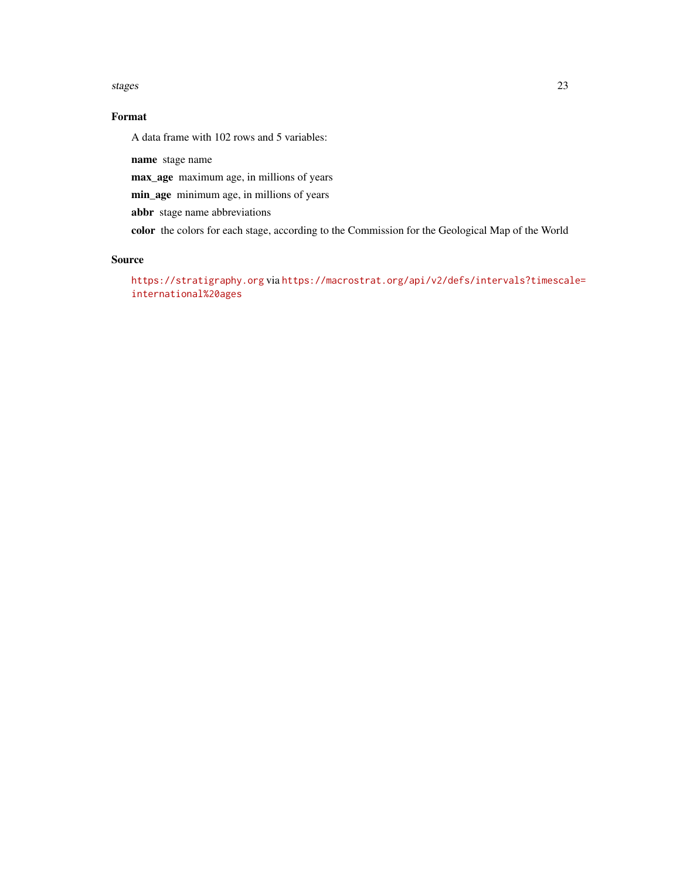## Format

A data frame with 102 rows and 5 variables:

**name** stage name

**max_age** maximum age, in millions of years

**min_age** minimum age, in millions of years

**abbr** stage name abbreviations

**color** the colors for each stage, according to the Commission for the Geological Map of the World

## Source

https://stratigraphy.org via https://macrostrat.org/api/v2/defs/intervals?timescale=international%20ages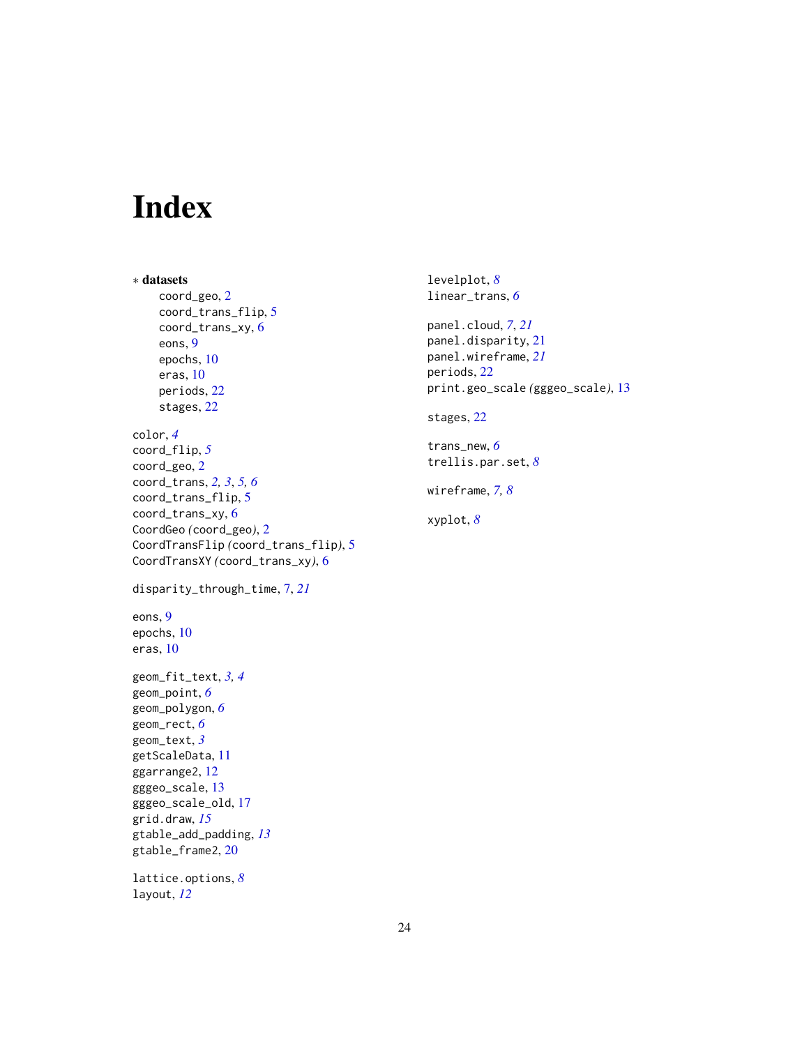# Index

∗ **datasets**

- coord_geo, 2
- coord_trans_flip, 5
- coord_trans_xy, 6
- eons, 9
- epochs, 10
- eras, 10
- periods, 22
- stages, 22

color, *4*
coord_flip, *5*
coord_geo, 2
coord_trans, *2, 3, 5, 6*
coord_trans_flip, 5
coord_trans_xy, 6
CoordGeo *(*coord_geo*)*, 2
CoordTransFlip *(*coord_trans_flip*)*, 5
CoordTransXY *(*coord_trans_xy*)*, 6

disparity_through_time, 7, *21*

eons, 9
epochs, 10
eras, 10

geom_fit_text, *3, 4*
geom_point, *6*
geom_polygon, *6*
geom_rect, *6*
geom_text, *3*
getScaleData, 11
ggarrange2, 12
gggeo_scale, 13
gggeo_scale_old, 17
grid.draw, *15*
gtable_add_padding, *13*
gtable_frame2, 20

lattice.options, *8*
layout, *12*
levelplot, *8*
linear_trans, *6*

panel.cloud, *7*, *21*
panel.disparity, 21
panel.wireframe, *21*
periods, 22
print.geo_scale *(*gggeo_scale*)*, 13

stages, 22

trans_new, *6*
trellis.par.set, *8*

wireframe, *7, 8*

xyplot, *8*